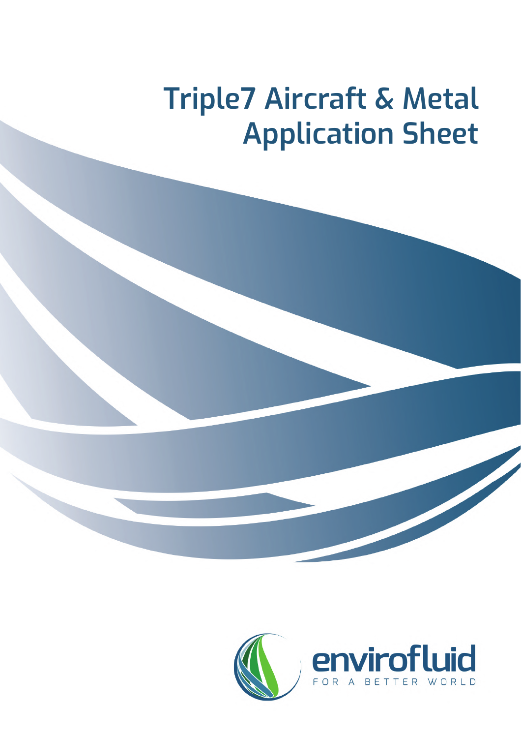# Triple7 Aircraft & Metal Application Sheet

envirofluid

FOR A BETTER WORLD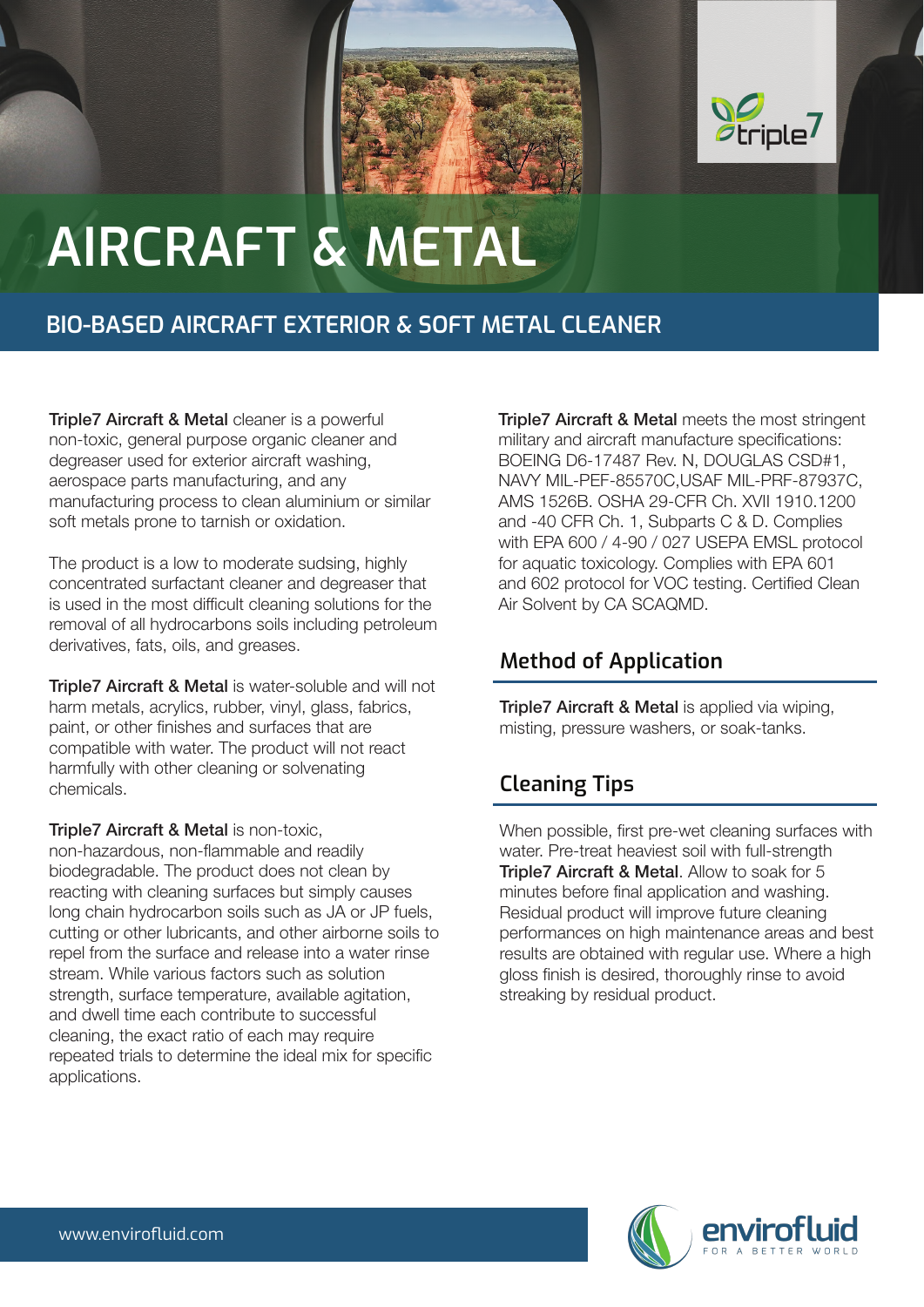# AIRCRAFT & METAL

## BIO-BASED AIRCRAFT EXTERIOR & SOFT METAL CLEANER

**Triple7 Aircraft & Metal** cleaner is a powerful non-toxic, general purpose organic cleaner and degreaser used for exterior aircraft washing, aerospace parts manufacturing, and any manufacturing process to clean aluminium or similar soft metals prone to tarnish or oxidation.

The product is a low to moderate sudsing, highly concentrated surfactant cleaner and degreaser that is used in the most difficult cleaning solutions for the removal of all hydrocarbons soils including petroleum derivatives, fats, oils, and greases.

**Triple7 Aircraft & Metal** is water-soluble and will not harm metals, acrylics, rubber, vinyl, glass, fabrics, paint, or other finishes and surfaces that are compatible with water. The product will not react harmfully with other cleaning or solvenating chemicals.

**Triple7 Aircraft & Metal** is non-toxic, non-hazardous, non-flammable and readily biodegradable. The product does not clean by reacting with cleaning surfaces but simply causes long chain hydrocarbon soils such as JA or JP fuels, cutting or other lubricants, and other airborne soils to repel from the surface and release into a water rinse stream. While various factors such as solution strength, surface temperature, available agitation, and dwell time each contribute to successful cleaning, the exact ratio of each may require repeated trials to determine the ideal mix for specific applications.

**Triple7 Aircraft & Metal** meets the most stringent military and aircraft manufacture specifications: BOEING D6-17487 Rev. N, DOUGLAS CSD#1, NAVY MIL-PEF-85570C,USAF MIL-PRF-87937C, AMS 1526B. OSHA 29-CFR Ch. XVII 1910.1200 and -40 CFR Ch. 1, Subparts C & D. Complies with EPA 600 / 4-90 / 027 USEPA EMSL protocol for aquatic toxicology. Complies with EPA 601 and 602 protocol for VOC testing. Certified Clean Air Solvent by CA SCAQMD.

### Method of Application

**Triple7 Aircraft & Metal** is applied via wiping, misting, pressure washers, or soak-tanks.

### Cleaning Tips

When possible, first pre-wet cleaning surfaces with water. Pre-treat heaviest soil with full-strength **Triple7 Aircraft & Metal**. Allow to soak for 5 minutes before final application and washing. Residual product will improve future cleaning performances on high maintenance areas and best results are obtained with regular use. Where a high gloss finish is desired, thoroughly rinse to avoid streaking by residual product.

www.envirofluid.com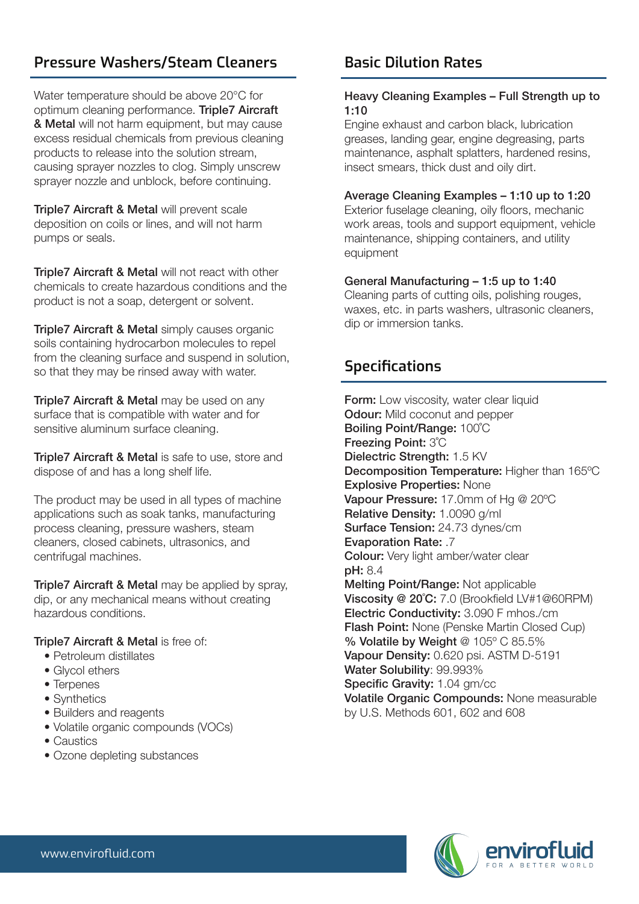## Pressure Washers/Steam Cleaners

Water temperature should be above 20°C for optimum cleaning performance. **Triple7 Aircraft & Metal** will not harm equipment, but may cause excess residual chemicals from previous cleaning products to release into the solution stream, causing sprayer nozzles to clog. Simply unscrew sprayer nozzle and unblock, before continuing.

**Triple7 Aircraft & Metal** will prevent scale deposition on coils or lines, and will not harm pumps or seals.

**Triple7 Aircraft & Metal** will not react with other chemicals to create hazardous conditions and the product is not a soap, detergent or solvent.

**Triple7 Aircraft & Metal** simply causes organic soils containing hydrocarbon molecules to repel from the cleaning surface and suspend in solution, so that they may be rinsed away with water.

**Triple7 Aircraft & Metal** may be used on any surface that is compatible with water and for sensitive aluminum surface cleaning.

**Triple7 Aircraft & Metal** is safe to use, store and dispose of and has a long shelf life.

The product may be used in all types of machine applications such as soak tanks, manufacturing process cleaning, pressure washers, steam cleaners, closed cabinets, ultrasonics, and centrifugal machines.

**Triple7 Aircraft & Metal** may be applied by spray, dip, or any mechanical means without creating hazardous conditions.

**Triple7 Aircraft & Metal** is free of:

- Petroleum distillates
- Glycol ethers
- Terpenes
- Synthetics
- Builders and reagents
- Volatile organic compounds (VOCs)
- Caustics
- Ozone depleting substances

## Basic Dilution Rates

**Heavy Cleaning Examples – Full Strength up to 1:10**
Engine exhaust and carbon black, lubrication greases, landing gear, engine degreasing, parts maintenance, asphalt splatters, hardened resins, insect smears, thick dust and oily dirt.

**Average Cleaning Examples – 1:10 up to 1:20**
Exterior fuselage cleaning, oily floors, mechanic work areas, tools and support equipment, vehicle maintenance, shipping containers, and utility equipment

**General Manufacturing – 1:5 up to 1:40**
Cleaning parts of cutting oils, polishing rouges, waxes, etc. in parts washers, ultrasonic cleaners, dip or immersion tanks.

## Specifications

**Form:** Low viscosity, water clear liquid
**Odour:** Mild coconut and pepper
**Boiling Point/Range:** 100˚C
**Freezing Point:** 3˚C
**Dielectric Strength:** 1.5 KV
**Decomposition Temperature:** Higher than 165ºC
**Explosive Properties:** None
**Vapour Pressure:** 17.0mm of Hg @ 20ºC
**Relative Density:** 1.0090 g/ml
**Surface Tension:** 24.73 dynes/cm
**Evaporation Rate:** .7
**Colour:** Very light amber/water clear
**pH:** 8.4
**Melting Point/Range:** Not applicable
**Viscosity @ 20˚C:** 7.0 (Brookfield LV#1@60RPM)
**Electric Conductivity:** 3.090 F mhos./cm
**Flash Point:** None (Penske Martin Closed Cup)
**% Volatile by Weight** @ 105º C 85.5%
**Vapour Density:** 0.620 psi. ASTM D-5191
**Water Solubility**: 99.993%
**Specific Gravity:** 1.04 gm/cc
**Volatile Organic Compounds:** None measurable by U.S. Methods 601, 602 and 608

www.envirofluid.com

envirofluid FOR A BETTER WORLD